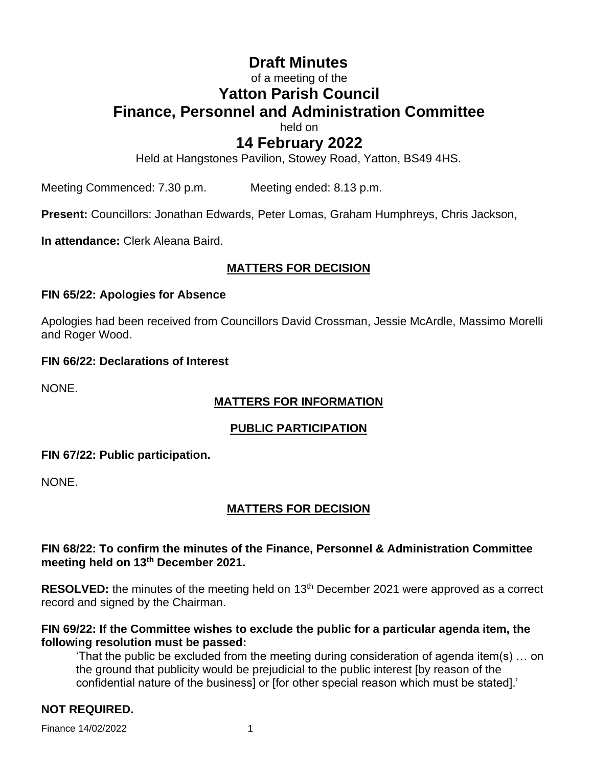# Draft Minutes

of a meeting of the

# Yatton Parish Council
# Finance, Personnel and Administration Committee

held on

## 14 February 2022

Held at Hangstones Pavilion, Stowey Road, Yatton, BS49 4HS.

Meeting Commenced: 7.30 p.m. Meeting ended: 8.13 p.m.

**Present:** Councillors: Jonathan Edwards, Peter Lomas, Graham Humphreys, Chris Jackson,

**In attendance:** Clerk Aleana Baird.

**MATTERS FOR DECISION**

**FIN 65/22: Apologies for Absence**

Apologies had been received from Councillors David Crossman, Jessie McArdle, Massimo Morelli and Roger Wood.

**FIN 66/22: Declarations of Interest**

NONE.

**MATTERS FOR INFORMATION**

**PUBLIC PARTICIPATION**

**FIN 67/22: Public participation.**

NONE.

**MATTERS FOR DECISION**

**FIN 68/22: To confirm the minutes of the Finance, Personnel & Administration Committee meeting held on 13th December 2021.**

**RESOLVED:** the minutes of the meeting held on 13th December 2021 were approved as a correct record and signed by the Chairman.

**FIN 69/22: If the Committee wishes to exclude the public for a particular agenda item, the following resolution must be passed:**

> 'That the public be excluded from the meeting during consideration of agenda item(s) … on the ground that publicity would be prejudicial to the public interest [by reason of the confidential nature of the business] or [for other special reason which must be stated].'

**NOT REQUIRED.**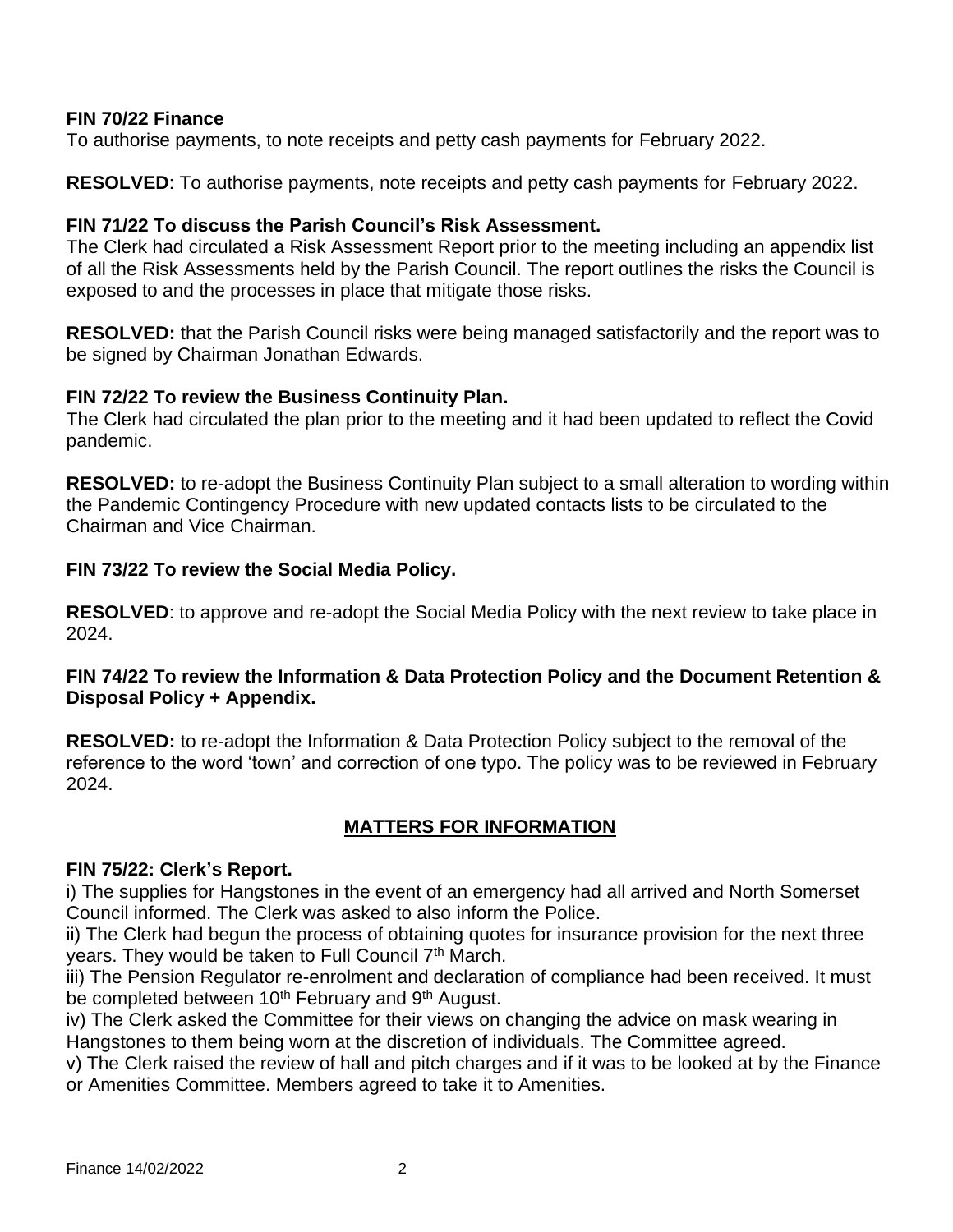**FIN 70/22 Finance**
To authorise payments, to note receipts and petty cash payments for February 2022.

**RESOLVED**: To authorise payments, note receipts and petty cash payments for February 2022.

**FIN 71/22 To discuss the Parish Council's Risk Assessment.**
The Clerk had circulated a Risk Assessment Report prior to the meeting including an appendix list of all the Risk Assessments held by the Parish Council. The report outlines the risks the Council is exposed to and the processes in place that mitigate those risks.

**RESOLVED:** that the Parish Council risks were being managed satisfactorily and the report was to be signed by Chairman Jonathan Edwards.

**FIN 72/22 To review the Business Continuity Plan.**
The Clerk had circulated the plan prior to the meeting and it had been updated to reflect the Covid pandemic.

**RESOLVED:** to re-adopt the Business Continuity Plan subject to a small alteration to wording within the Pandemic Contingency Procedure with new updated contacts lists to be circulated to the Chairman and Vice Chairman.

**FIN 73/22 To review the Social Media Policy.**

**RESOLVED**: to approve and re-adopt the Social Media Policy with the next review to take place in 2024.

**FIN 74/22 To review the Information & Data Protection Policy and the Document Retention & Disposal Policy + Appendix.**

**RESOLVED:** to re-adopt the Information & Data Protection Policy subject to the removal of the reference to the word 'town' and correction of one typo. The policy was to be reviewed in February 2024.

## MATTERS FOR INFORMATION

**FIN 75/22: Clerk's Report.**
i) The supplies for Hangstones in the event of an emergency had all arrived and North Somerset Council informed. The Clerk was asked to also inform the Police.
ii) The Clerk had begun the process of obtaining quotes for insurance provision for the next three years. They would be taken to Full Council 7th March.
iii) The Pension Regulator re-enrolment and declaration of compliance had been received. It must be completed between 10th February and 9th August.
iv) The Clerk asked the Committee for their views on changing the advice on mask wearing in Hangstones to them being worn at the discretion of individuals. The Committee agreed.
v) The Clerk raised the review of hall and pitch charges and if it was to be looked at by the Finance or Amenities Committee. Members agreed to take it to Amenities.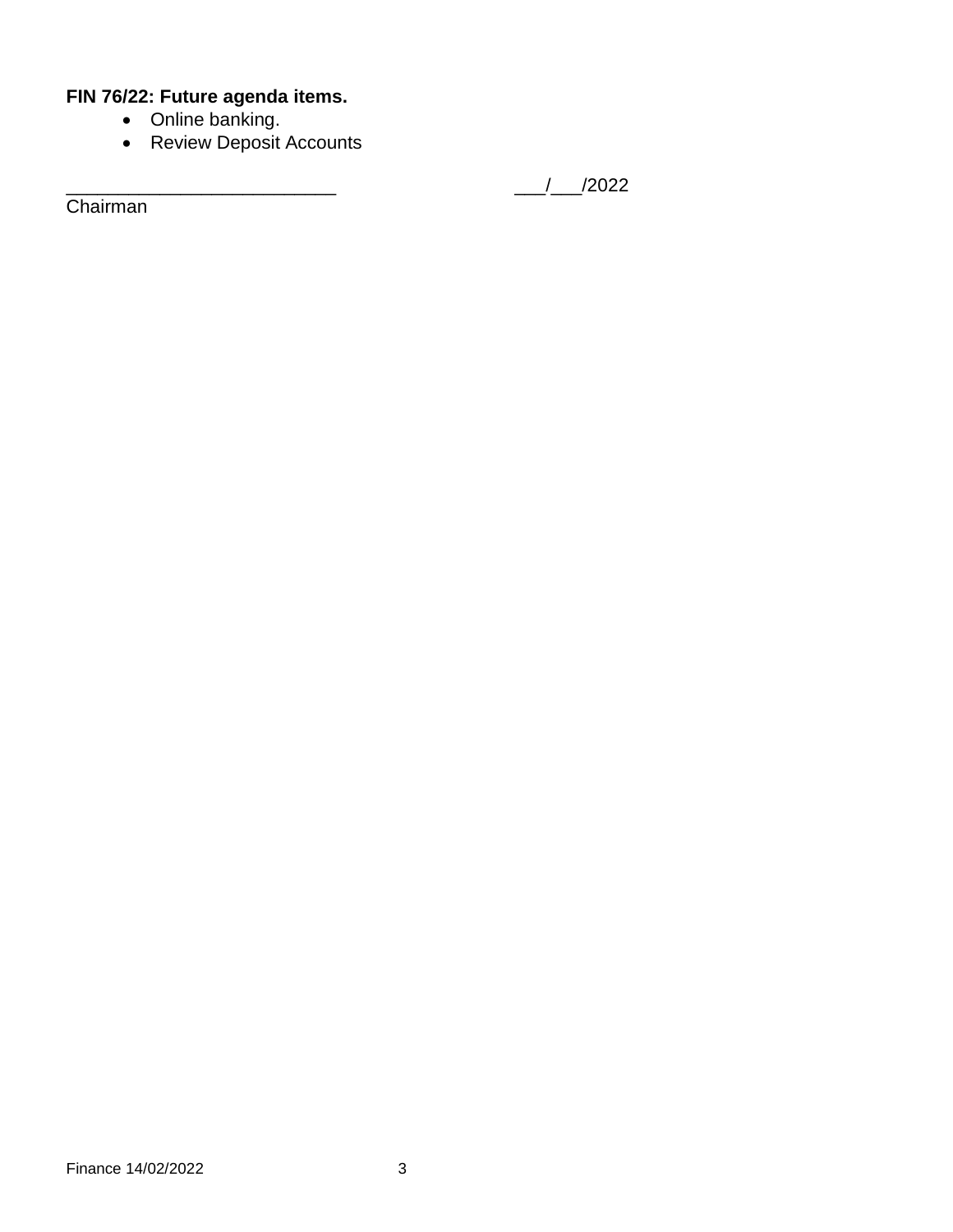**FIN 76/22: Future agenda items.**

- Online banking.
- Review Deposit Accounts

__________________________ ___/___/2022
Chairman